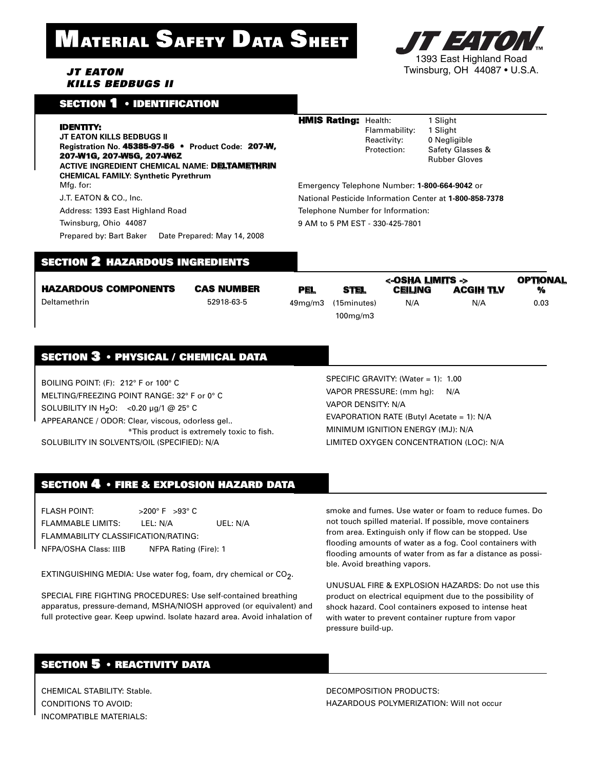# Material Safety Data Sheet

***JT EATON***
***KILLS BEDBUGS II***

JT EATON
1393 East Highland Road
Twinsburg, OH 44087 • U.S.A.

## SECTION 1 • IDENTIFICATION

**IDENTITY:**
**JT EATON KILLS BEDBUGS II**
**Registration No. 45385-97-56 • Product Code: 207-W, 207-W1G, 207-W5G, 207-W6Z**
**ACTIVE INGREDIENT CHEMICAL NAME: DELTAMETHRIN**
**CHEMICAL FAMILY: Synthetic Pyrethrum**
Mfg. for:
J.T. EATON & CO., Inc.
Address: 1393 East Highland Road
Twinsburg, Ohio 44087
Prepared by: Bart Baker Date Prepared: May 14, 2008

**HMIS Rating:**
Health: 1 Slight
Flammability: 1 Slight
Reactivity: 0 Negligible
Protection: Safety Glasses & Rubber Gloves

Emergency Telephone Number: **1-800-664-9042** or
National Pesticide Information Center at **1-800-858-7378**
Telephone Number for Information:
9 AM to 5 PM EST - 330-425-7801

## SECTION 2 HAZARDOUS INGREDIENTS

| HAZARDOUS COMPONENTS | CAS NUMBER | <-OSHA LIMITS -> | | | | OPTIONAL |
|---|---|---|---|---|---|---|
| | | PEL | STEL | CEILING | ACGIH TLV | % |
| Deltamethrin | 52918-63-5 | 49mg/m3 | (15minutes) 100mg/m3 | N/A | N/A | 0.03 |

## SECTION 3 • PHYSICAL / CHEMICAL DATA

BOILING POINT: (F): 212° F or 100° C
MELTING/FREEZING POINT RANGE: 32° F or 0° C
SOLUBILITY IN $H_2O$: <0.20 µg/1 @ 25° C
APPEARANCE / ODOR: Clear, viscous, odorless gel..
*This product is extremely toxic to fish.
SOLUBILITY IN SOLVENTS/OIL (SPECIFIED): N/A

SPECIFIC GRAVITY: (Water = 1): 1.00
VAPOR PRESSURE: (mm hg): N/A
VAPOR DENSITY: N/A
EVAPORATION RATE (Butyl Acetate = 1): N/A
MINIMUM IGNITION ENERGY (MJ): N/A
LIMITED OXYGEN CONCENTRATION (LOC): N/A

## SECTION 4 • FIRE & EXPLOSION HAZARD DATA

FLASH POINT: >200° F >93° C
FLAMMABLE LIMITS: LEL: N/A UEL: N/A
FLAMMABILITY CLASSIFICATION/RATING:
NFPA/OSHA Class: IIIB NFPA Rating (Fire): 1

EXTINGUISHING MEDIA: Use water fog, foam, dry chemical or $CO_2$.

SPECIAL FIRE FIGHTING PROCEDURES: Use self-contained breathing apparatus, pressure-demand, MSHA/NIOSH approved (or equivalent) and full protective gear. Keep upwind. Isolate hazard area. Avoid inhalation of smoke and fumes. Use water or foam to reduce fumes. Do not touch spilled material. If possible, move containers from area. Extinguish only if flow can be stopped. Use flooding amounts of water as a fog. Cool containers with flooding amounts of water from as far a distance as possible. Avoid breathing vapors.

UNUSUAL FIRE & EXPLOSION HAZARDS: Do not use this product on electrical equipment due to the possibility of shock hazard. Cool containers exposed to intense heat with water to prevent container rupture from vapor pressure build-up.

## SECTION 5 • REACTIVITY DATA

CHEMICAL STABILITY: Stable.
CONDITIONS TO AVOID:
INCOMPATIBLE MATERIALS:

DECOMPOSITION PRODUCTS:
HAZARDOUS POLYMERIZATION: Will not occur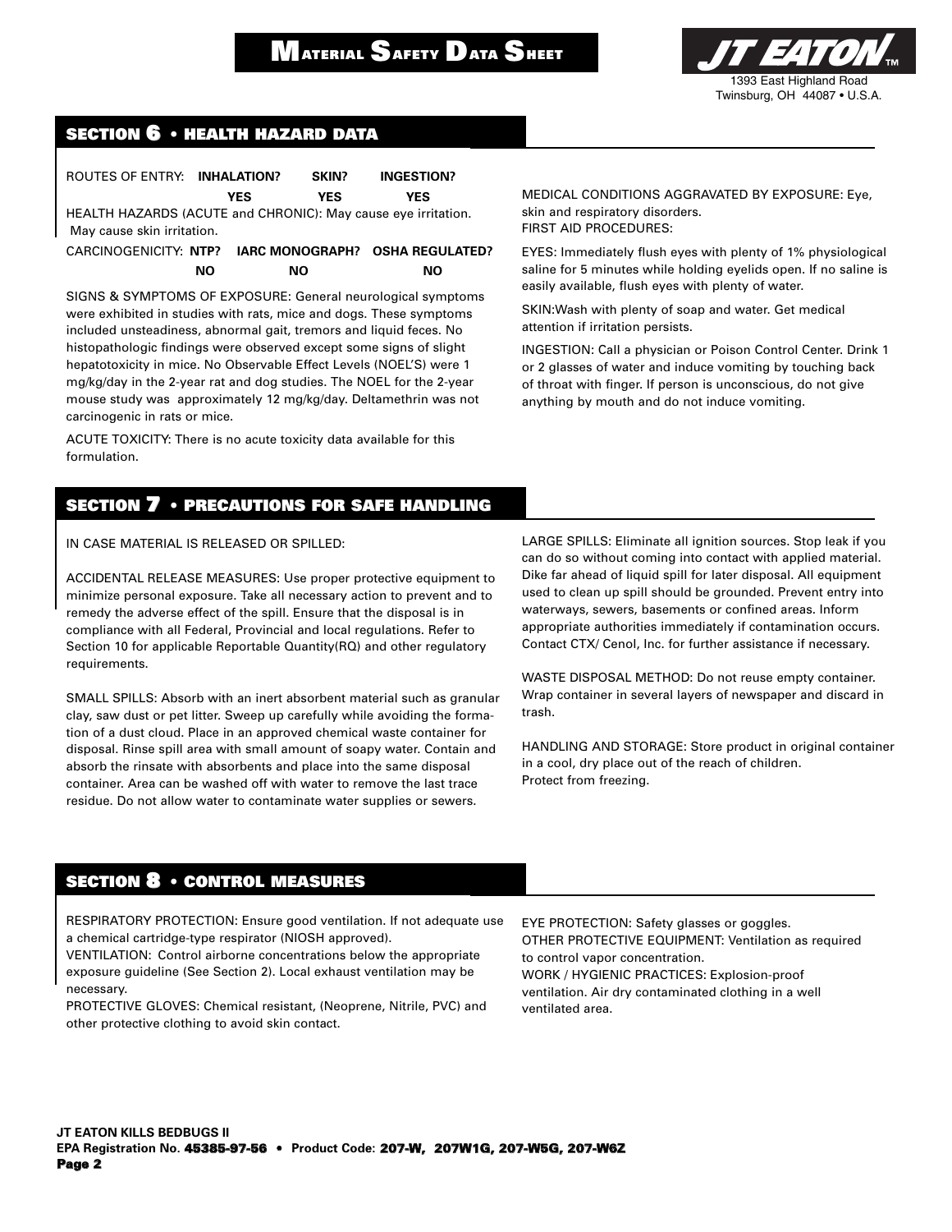# MATERIAL SAFETY DATA SHEET

**JT EATON™**
1393 East Highland Road
Twinsburg, OH 44087 • U.S.A.

## SECTION 6 • HEALTH HAZARD DATA

| ROUTES OF ENTRY: | INHALATION? | SKIN? | INGESTION? |
|---|---|---|---|
| | YES | YES | YES |

HEALTH HAZARDS (ACUTE and CHRONIC): May cause eye irritation. May cause skin irritation.

| CARCINOGENICITY: | NTP? | IARC MONOGRAPH? | OSHA REGULATED? |
|---|---|---|---|
| | NO | NO | NO |

SIGNS & SYMPTOMS OF EXPOSURE: General neurological symptoms were exhibited in studies with rats, mice and dogs. These symptoms included unsteadiness, abnormal gait, tremors and liquid feces. No histopathologic findings were observed except some signs of slight hepatotoxicity in mice. No Observable Effect Levels (NOEL'S) were 1 mg/kg/day in the 2-year rat and dog studies. The NOEL for the 2-year mouse study was approximately 12 mg/kg/day. Deltamethrin was not carcinogenic in rats or mice.

ACUTE TOXICITY: There is no acute toxicity data available for this formulation.

MEDICAL CONDITIONS AGGRAVATED BY EXPOSURE: Eye, skin and respiratory disorders.

FIRST AID PROCEDURES:

EYES: Immediately flush eyes with plenty of 1% physiological saline for 5 minutes while holding eyelids open. If no saline is easily available, flush eyes with plenty of water.

SKIN:Wash with plenty of soap and water. Get medical attention if irritation persists.

INGESTION: Call a physician or Poison Control Center. Drink 1 or 2 glasses of water and induce vomiting by touching back of throat with finger. If person is unconscious, do not give anything by mouth and do not induce vomiting.

## SECTION 7 • PRECAUTIONS FOR SAFE HANDLING

IN CASE MATERIAL IS RELEASED OR SPILLED:

ACCIDENTAL RELEASE MEASURES: Use proper protective equipment to minimize personal exposure. Take all necessary action to prevent and to remedy the adverse effect of the spill. Ensure that the disposal is in compliance with all Federal, Provincial and local regulations. Refer to Section 10 for applicable Reportable Quantity(RQ) and other regulatory requirements.

SMALL SPILLS: Absorb with an inert absorbent material such as granular clay, saw dust or pet litter. Sweep up carefully while avoiding the formation of a dust cloud. Place in an approved chemical waste container for disposal. Rinse spill area with small amount of soapy water. Contain and absorb the rinsate with absorbents and place into the same disposal container. Area can be washed off with water to remove the last trace residue. Do not allow water to contaminate water supplies or sewers.

LARGE SPILLS: Eliminate all ignition sources. Stop leak if you can do so without coming into contact with applied material. Dike far ahead of liquid spill for later disposal. All equipment used to clean up spill should be grounded. Prevent entry into waterways, sewers, basements or confined areas. Inform appropriate authorities immediately if contamination occurs. Contact CTX/ Cenol, Inc. for further assistance if necessary.

WASTE DISPOSAL METHOD: Do not reuse empty container. Wrap container in several layers of newspaper and discard in trash.

HANDLING AND STORAGE: Store product in original container in a cool, dry place out of the reach of children.
Protect from freezing.

## SECTION 8 • CONTROL MEASURES

RESPIRATORY PROTECTION: Ensure good ventilation. If not adequate use a chemical cartridge-type respirator (NIOSH approved).

VENTILATION: Control airborne concentrations below the appropriate exposure guideline (See Section 2). Local exhaust ventilation may be necessary.

PROTECTIVE GLOVES: Chemical resistant, (Neoprene, Nitrile, PVC) and other protective clothing to avoid skin contact.

EYE PROTECTION: Safety glasses or goggles.

OTHER PROTECTIVE EQUIPMENT: Ventilation as required to control vapor concentration.

WORK / HYGIENIC PRACTICES: Explosion-proof ventilation. Air dry contaminated clothing in a well ventilated area.

**JT EATON KILLS BEDBUGS II**
**EPA Registration No. 45385-97-56 • Product Code: 207-W, 207W1G, 207-W5G, 207-W6Z**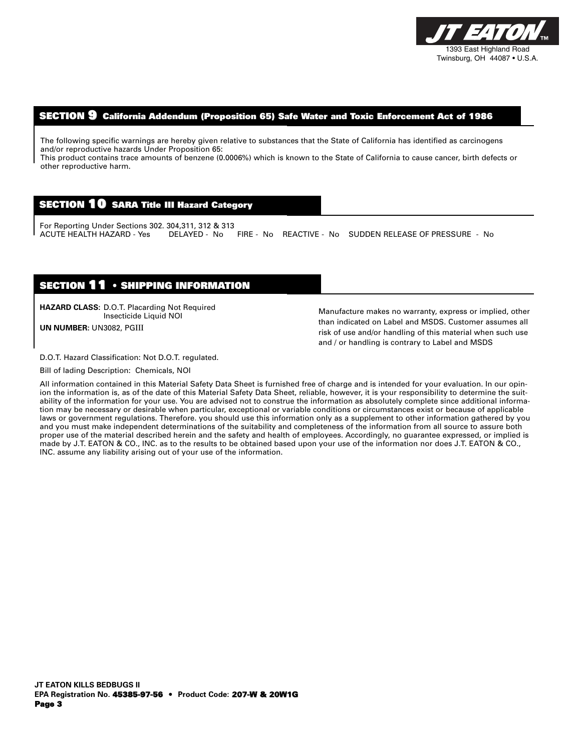**JT EATON™**
1393 East Highland Road
Twinsburg, OH 44087 • U.S.A.

## SECTION 9 California Addendum (Proposition 65) Safe Water and Toxic Enforcement Act of 1986

The following specific warnings are hereby given relative to substances that the State of California has identified as carcinogens and/or reproductive hazards Under Proposition 65:
This product contains trace amounts of benzene (0.0006%) which is known to the State of California to cause cancer, birth defects or other reproductive harm.

## SECTION 10 SARA Title III Hazard Category

For Reporting Under Sections 302. 304,311, 312 & 313
ACUTE HEALTH HAZARD - Yes DELAYED - No FIRE - No REACTIVE - No SUDDEN RELEASE OF PRESSURE - No

## SECTION 11 • SHIPPING INFORMATION

**HAZARD CLASS:** D.O.T. Placarding Not Required
Insecticide Liquid NOI

**UN NUMBER**: UN3082, PGIII

Manufacture makes no warranty, express or implied, other than indicated on Label and MSDS. Customer assumes all risk of use and/or handling of this material when such use and / or handling is contrary to Label and MSDS

D.O.T. Hazard Classification: Not D.O.T. regulated.

Bill of lading Description: Chemicals, NOI

All information contained in this Material Safety Data Sheet is furnished free of charge and is intended for your evaluation. In our opinion the information is, as of the date of this Material Safety Data Sheet, reliable, however, it is your responsibility to determine the suitability of the information for your use. You are advised not to construe the information as absolutely complete since additional information may be necessary or desirable when particular, exceptional or variable conditions or circumstances exist or because of applicable laws or government regulations. Therefore. you should use this information only as a supplement to other information gathered by you and you must make independent determinations of the suitability and completeness of the information from all source to assure both proper use of the material described herein and the safety and health of employees. Accordingly, no guarantee expressed, or implied is made by J.T. EATON & CO., INC. as to the results to be obtained based upon your use of the information nor does J.T. EATON & CO., INC. assume any liability arising out of your use of the information.

**JT EATON KILLS BEDBUGS II**
**EPA Registration No. 45385-97-56 • Product Code: 207-W & 20W1G**